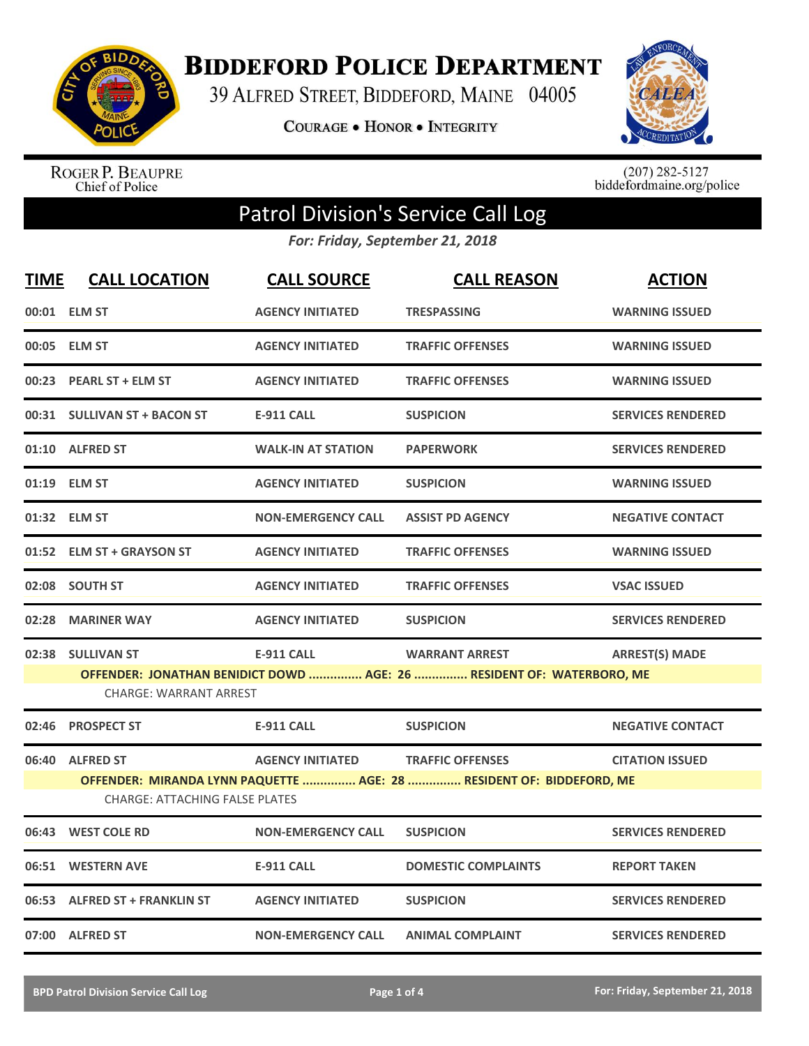# BIDDEFORD POLICE DEPARTMENT

39 ALFRED STREET, BIDDEFORD, MAINE 04005

COURAGE • HONOR • INTEGRITY

ROGER P. BEAUPRE
Chief of Police

(207) 282-5127
biddefordmaine.org/police

## Patrol Division's Service Call Log

*For: Friday, September 21, 2018*

| TIME | CALL LOCATION | CALL SOURCE | CALL REASON | ACTION |
|---|---|---|---|---|
| 00:01 | ELM ST | AGENCY INITIATED | TRESPASSING | WARNING ISSUED |
| 00:05 | ELM ST | AGENCY INITIATED | TRAFFIC OFFENSES | WARNING ISSUED |
| 00:23 | PEARL ST + ELM ST | AGENCY INITIATED | TRAFFIC OFFENSES | WARNING ISSUED |
| 00:31 | SULLIVAN ST + BACON ST | E-911 CALL | SUSPICION | SERVICES RENDERED |
| 01:10 | ALFRED ST | WALK-IN AT STATION | PAPERWORK | SERVICES RENDERED |
| 01:19 | ELM ST | AGENCY INITIATED | SUSPICION | WARNING ISSUED |
| 01:32 | ELM ST | NON-EMERGENCY CALL | ASSIST PD AGENCY | NEGATIVE CONTACT |
| 01:52 | ELM ST + GRAYSON ST | AGENCY INITIATED | TRAFFIC OFFENSES | WARNING ISSUED |
| 02:08 | SOUTH ST | AGENCY INITIATED | TRAFFIC OFFENSES | VSAC ISSUED |
| 02:28 | MARINER WAY | AGENCY INITIATED | SUSPICION | SERVICES RENDERED |
| 02:38 | SULLIVAN ST | E-911 CALL | WARRANT ARREST | ARREST(S) MADE |

**OFFENDER: JONATHAN BENIDICT DOWD ............... AGE: 26 ............... RESIDENT OF: WATERBORO, ME**

CHARGE: WARRANT ARREST

| TIME | CALL LOCATION | CALL SOURCE | CALL REASON | ACTION |
|---|---|---|---|---|
| 02:46 | PROSPECT ST | E-911 CALL | SUSPICION | NEGATIVE CONTACT |
| 06:40 | ALFRED ST | AGENCY INITIATED | TRAFFIC OFFENSES | CITATION ISSUED |

**OFFENDER: MIRANDA LYNN PAQUETTE ............... AGE: 28 ............... RESIDENT OF: BIDDEFORD, ME**

CHARGE: ATTACHING FALSE PLATES

| TIME | CALL LOCATION | CALL SOURCE | CALL REASON | ACTION |
|---|---|---|---|---|
| 06:43 | WEST COLE RD | NON-EMERGENCY CALL | SUSPICION | SERVICES RENDERED |
| 06:51 | WESTERN AVE | E-911 CALL | DOMESTIC COMPLAINTS | REPORT TAKEN |
| 06:53 | ALFRED ST + FRANKLIN ST | AGENCY INITIATED | SUSPICION | SERVICES RENDERED |
| 07:00 | ALFRED ST | NON-EMERGENCY CALL | ANIMAL COMPLAINT | SERVICES RENDERED |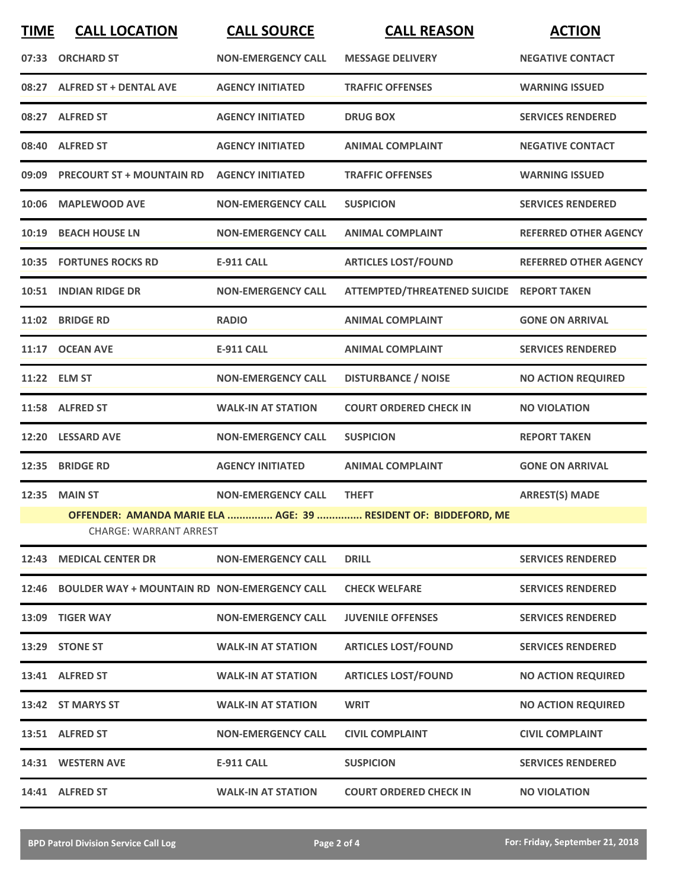| TIME | CALL LOCATION | CALL SOURCE | CALL REASON | ACTION |
|---|---|---|---|---|
| 07:33 | ORCHARD ST | NON-EMERGENCY CALL | MESSAGE DELIVERY | NEGATIVE CONTACT |
| 08:27 | ALFRED ST + DENTAL AVE | AGENCY INITIATED | TRAFFIC OFFENSES | WARNING ISSUED |
| 08:27 | ALFRED ST | AGENCY INITIATED | DRUG BOX | SERVICES RENDERED |
| 08:40 | ALFRED ST | AGENCY INITIATED | ANIMAL COMPLAINT | NEGATIVE CONTACT |
| 09:09 | PRECOURT ST + MOUNTAIN RD | AGENCY INITIATED | TRAFFIC OFFENSES | WARNING ISSUED |
| 10:06 | MAPLEWOOD AVE | NON-EMERGENCY CALL | SUSPICION | SERVICES RENDERED |
| 10:19 | BEACH HOUSE LN | NON-EMERGENCY CALL | ANIMAL COMPLAINT | REFERRED OTHER AGENCY |
| 10:35 | FORTUNES ROCKS RD | E-911 CALL | ARTICLES LOST/FOUND | REFERRED OTHER AGENCY |
| 10:51 | INDIAN RIDGE DR | NON-EMERGENCY CALL | ATTEMPTED/THREATENED SUICIDE | REPORT TAKEN |
| 11:02 | BRIDGE RD | RADIO | ANIMAL COMPLAINT | GONE ON ARRIVAL |
| 11:17 | OCEAN AVE | E-911 CALL | ANIMAL COMPLAINT | SERVICES RENDERED |
| 11:22 | ELM ST | NON-EMERGENCY CALL | DISTURBANCE / NOISE | NO ACTION REQUIRED |
| 11:58 | ALFRED ST | WALK-IN AT STATION | COURT ORDERED CHECK IN | NO VIOLATION |
| 12:20 | LESSARD AVE | NON-EMERGENCY CALL | SUSPICION | REPORT TAKEN |
| 12:35 | BRIDGE RD | AGENCY INITIATED | ANIMAL COMPLAINT | GONE ON ARRIVAL |
| 12:35 | MAIN ST | NON-EMERGENCY CALL | THEFT | ARREST(S) MADE |
| | OFFENDER: AMANDA MARIE ELA ............... AGE: 39 ............... RESIDENT OF: BIDDEFORD, ME | | | |
| | CHARGE: WARRANT ARREST | | | |
| 12:43 | MEDICAL CENTER DR | NON-EMERGENCY CALL | DRILL | SERVICES RENDERED |
| 12:46 | BOULDER WAY + MOUNTAIN RD | NON-EMERGENCY CALL | CHECK WELFARE | SERVICES RENDERED |
| 13:09 | TIGER WAY | NON-EMERGENCY CALL | JUVENILE OFFENSES | SERVICES RENDERED |
| 13:29 | STONE ST | WALK-IN AT STATION | ARTICLES LOST/FOUND | SERVICES RENDERED |
| 13:41 | ALFRED ST | WALK-IN AT STATION | ARTICLES LOST/FOUND | NO ACTION REQUIRED |
| 13:42 | ST MARYS ST | WALK-IN AT STATION | WRIT | NO ACTION REQUIRED |
| 13:51 | ALFRED ST | NON-EMERGENCY CALL | CIVIL COMPLAINT | CIVIL COMPLAINT |
| 14:31 | WESTERN AVE | E-911 CALL | SUSPICION | SERVICES RENDERED |
| 14:41 | ALFRED ST | WALK-IN AT STATION | COURT ORDERED CHECK IN | NO VIOLATION |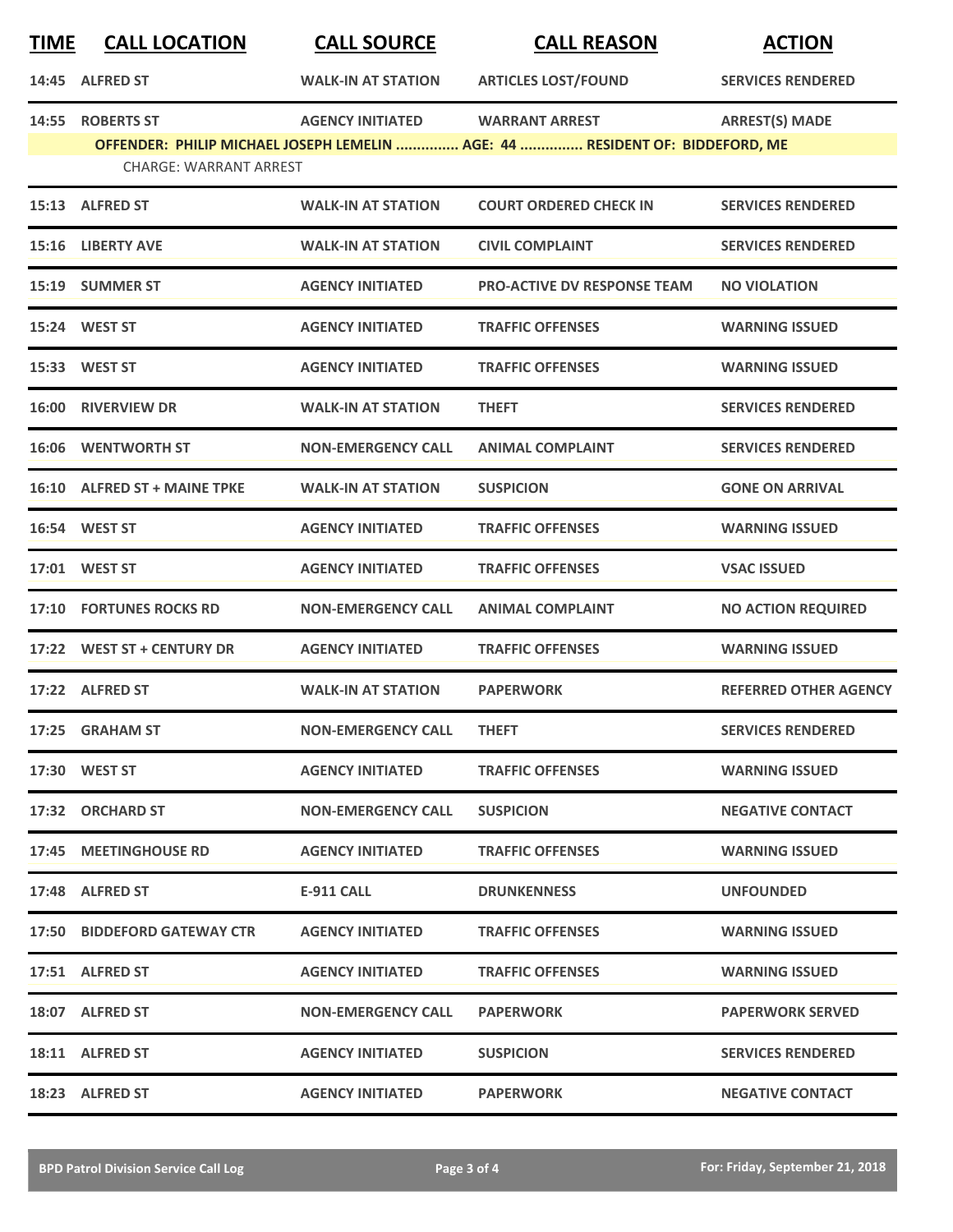| TIME | CALL LOCATION | CALL SOURCE | CALL REASON | ACTION |
|---|---|---|---|---|
| 14:45 | ALFRED ST | WALK-IN AT STATION | ARTICLES LOST/FOUND | SERVICES RENDERED |
| 14:55 | ROBERTS ST | AGENCY INITIATED | WARRANT ARREST | ARREST(S) MADE |
| OFFENDER: PHILIP MICHAEL JOSEPH LEMELIN ............... AGE: 44 ............... RESIDENT OF: BIDDEFORD, ME | | | | |
| CHARGE: WARRANT ARREST | | | | |
| 15:13 | ALFRED ST | WALK-IN AT STATION | COURT ORDERED CHECK IN | SERVICES RENDERED |
| 15:16 | LIBERTY AVE | WALK-IN AT STATION | CIVIL COMPLAINT | SERVICES RENDERED |
| 15:19 | SUMMER ST | AGENCY INITIATED | PRO-ACTIVE DV RESPONSE TEAM | NO VIOLATION |
| 15:24 | WEST ST | AGENCY INITIATED | TRAFFIC OFFENSES | WARNING ISSUED |
| 15:33 | WEST ST | AGENCY INITIATED | TRAFFIC OFFENSES | WARNING ISSUED |
| 16:00 | RIVERVIEW DR | WALK-IN AT STATION | THEFT | SERVICES RENDERED |
| 16:06 | WENTWORTH ST | NON-EMERGENCY CALL | ANIMAL COMPLAINT | SERVICES RENDERED |
| 16:10 | ALFRED ST + MAINE TPKE | WALK-IN AT STATION | SUSPICION | GONE ON ARRIVAL |
| 16:54 | WEST ST | AGENCY INITIATED | TRAFFIC OFFENSES | WARNING ISSUED |
| 17:01 | WEST ST | AGENCY INITIATED | TRAFFIC OFFENSES | VSAC ISSUED |
| 17:10 | FORTUNES ROCKS RD | NON-EMERGENCY CALL | ANIMAL COMPLAINT | NO ACTION REQUIRED |
| 17:22 | WEST ST + CENTURY DR | AGENCY INITIATED | TRAFFIC OFFENSES | WARNING ISSUED |
| 17:22 | ALFRED ST | WALK-IN AT STATION | PAPERWORK | REFERRED OTHER AGENCY |
| 17:25 | GRAHAM ST | NON-EMERGENCY CALL | THEFT | SERVICES RENDERED |
| 17:30 | WEST ST | AGENCY INITIATED | TRAFFIC OFFENSES | WARNING ISSUED |
| 17:32 | ORCHARD ST | NON-EMERGENCY CALL | SUSPICION | NEGATIVE CONTACT |
| 17:45 | MEETINGHOUSE RD | AGENCY INITIATED | TRAFFIC OFFENSES | WARNING ISSUED |
| 17:48 | ALFRED ST | E-911 CALL | DRUNKENNESS | UNFOUNDED |
| 17:50 | BIDDEFORD GATEWAY CTR | AGENCY INITIATED | TRAFFIC OFFENSES | WARNING ISSUED |
| 17:51 | ALFRED ST | AGENCY INITIATED | TRAFFIC OFFENSES | WARNING ISSUED |
| 18:07 | ALFRED ST | NON-EMERGENCY CALL | PAPERWORK | PAPERWORK SERVED |
| 18:11 | ALFRED ST | AGENCY INITIATED | SUSPICION | SERVICES RENDERED |
| 18:23 | ALFRED ST | AGENCY INITIATED | PAPERWORK | NEGATIVE CONTACT |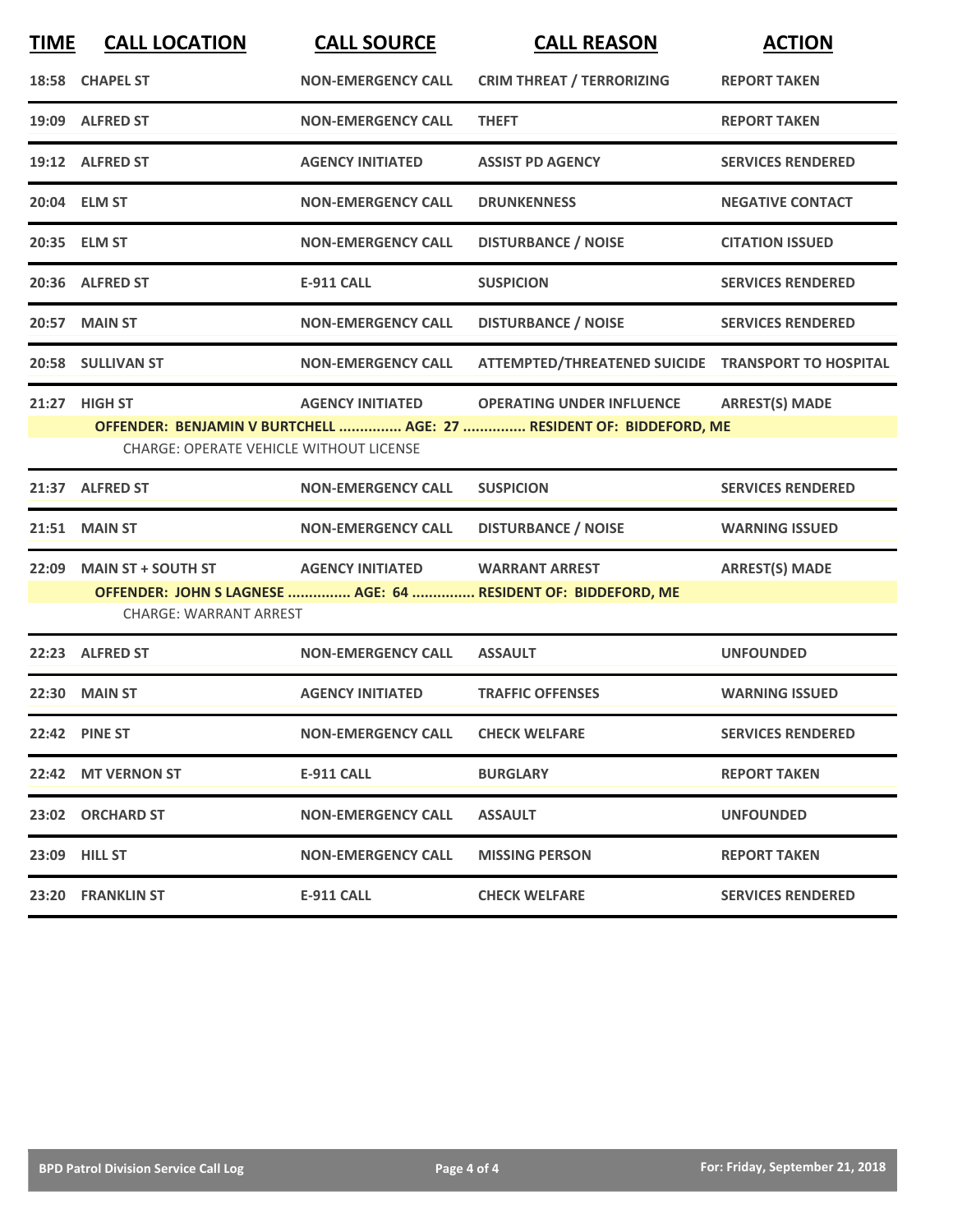| TIME | CALL LOCATION | CALL SOURCE | CALL REASON | ACTION |
|---|---|---|---|---|
| 18:58 | CHAPEL ST | NON-EMERGENCY CALL | CRIM THREAT / TERRORIZING | REPORT TAKEN |
| 19:09 | ALFRED ST | NON-EMERGENCY CALL | THEFT | REPORT TAKEN |
| 19:12 | ALFRED ST | AGENCY INITIATED | ASSIST PD AGENCY | SERVICES RENDERED |
| 20:04 | ELM ST | NON-EMERGENCY CALL | DRUNKENNESS | NEGATIVE CONTACT |
| 20:35 | ELM ST | NON-EMERGENCY CALL | DISTURBANCE / NOISE | CITATION ISSUED |
| 20:36 | ALFRED ST | E-911 CALL | SUSPICION | SERVICES RENDERED |
| 20:57 | MAIN ST | NON-EMERGENCY CALL | DISTURBANCE / NOISE | SERVICES RENDERED |
| 20:58 | SULLIVAN ST | NON-EMERGENCY CALL | ATTEMPTED/THREATENED SUICIDE | TRANSPORT TO HOSPITAL |
| 21:27 | HIGH ST | AGENCY INITIATED | OPERATING UNDER INFLUENCE | ARREST(S) MADE |
| | OFFENDER: BENJAMIN V BURTCHELL ............... AGE: 27 ............... RESIDENT OF: BIDDEFORD, ME | | | |
| | CHARGE: OPERATE VEHICLE WITHOUT LICENSE | | | |
| 21:37 | ALFRED ST | NON-EMERGENCY CALL | SUSPICION | SERVICES RENDERED |
| 21:51 | MAIN ST | NON-EMERGENCY CALL | DISTURBANCE / NOISE | WARNING ISSUED |
| 22:09 | MAIN ST + SOUTH ST | AGENCY INITIATED | WARRANT ARREST | ARREST(S) MADE |
| | OFFENDER: JOHN S LAGNESE ............... AGE: 64 ............... RESIDENT OF: BIDDEFORD, ME | | | |
| | CHARGE: WARRANT ARREST | | | |
| 22:23 | ALFRED ST | NON-EMERGENCY CALL | ASSAULT | UNFOUNDED |
| 22:30 | MAIN ST | AGENCY INITIATED | TRAFFIC OFFENSES | WARNING ISSUED |
| 22:42 | PINE ST | NON-EMERGENCY CALL | CHECK WELFARE | SERVICES RENDERED |
| 22:42 | MT VERNON ST | E-911 CALL | BURGLARY | REPORT TAKEN |
| 23:02 | ORCHARD ST | NON-EMERGENCY CALL | ASSAULT | UNFOUNDED |
| 23:09 | HILL ST | NON-EMERGENCY CALL | MISSING PERSON | REPORT TAKEN |
| 23:20 | FRANKLIN ST | E-911 CALL | CHECK WELFARE | SERVICES RENDERED |